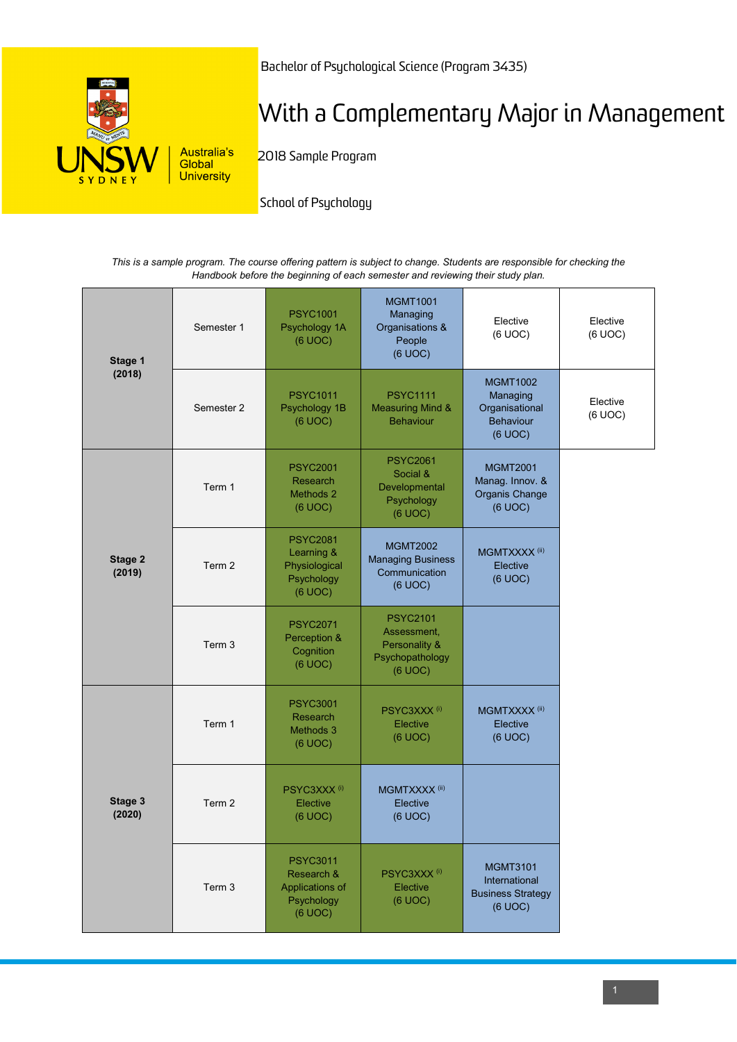UNSW SYDNEY Australia's Global University

Bachelor of Psychological Science (Program 3435)

# With a Complementary Major in Management

2018 Sample Program

School of Psychology

*This is a sample program. The course offering pattern is subject to change. Students are responsible for checking the Handbook before the beginning of each semester and reviewing their study plan.*

| Stage | Period | | | | | |
|---|---|---|---|---|---|---|
| **Stage 1 (2018)** | Semester 1 | PSYC1001 Psychology 1A (6 UOC) | MGMT1001 Managing Organisations & People (6 UOC) | Elective (6 UOC) | Elective (6 UOC) |
| | Semester 2 | PSYC1011 Psychology 1B (6 UOC) | PSYC1111 Measuring Mind & Behaviour | MGMT1002 Managing Organisational Behaviour (6 UOC) | Elective (6 UOC) |
| **Stage 2 (2019)** | Term 1 | PSYC2001 Research Methods 2 (6 UOC) | PSYC2061 Social & Developmental Psychology (6 UOC) | MGMT2001 Manag. Innov. & Organis Change (6 UOC) | |
| | Term 2 | PSYC2081 Learning & Physiological Psychology (6 UOC) | MGMT2002 Managing Business Communication (6 UOC) | MGMTXXXX (ii) Elective (6 UOC) | |
| | Term 3 | PSYC2071 Perception & Cognition (6 UOC) | PSYC2101 Assessment, Personality & Psychopathology (6 UOC) | | |
| **Stage 3 (2020)** | Term 1 | PSYC3001 Research Methods 3 (6 UOC) | PSYC3XXX (i) Elective (6 UOC) | MGMTXXXX (ii) Elective (6 UOC) | |
| | Term 2 | PSYC3XXX (i) Elective (6 UOC) | MGMTXXXX (ii) Elective (6 UOC) | | |
| | Term 3 | PSYC3011 Research & Applications of Psychology (6 UOC) | PSYC3XXX (i) Elective (6 UOC) | MGMT3101 International Business Strategy (6 UOC) | |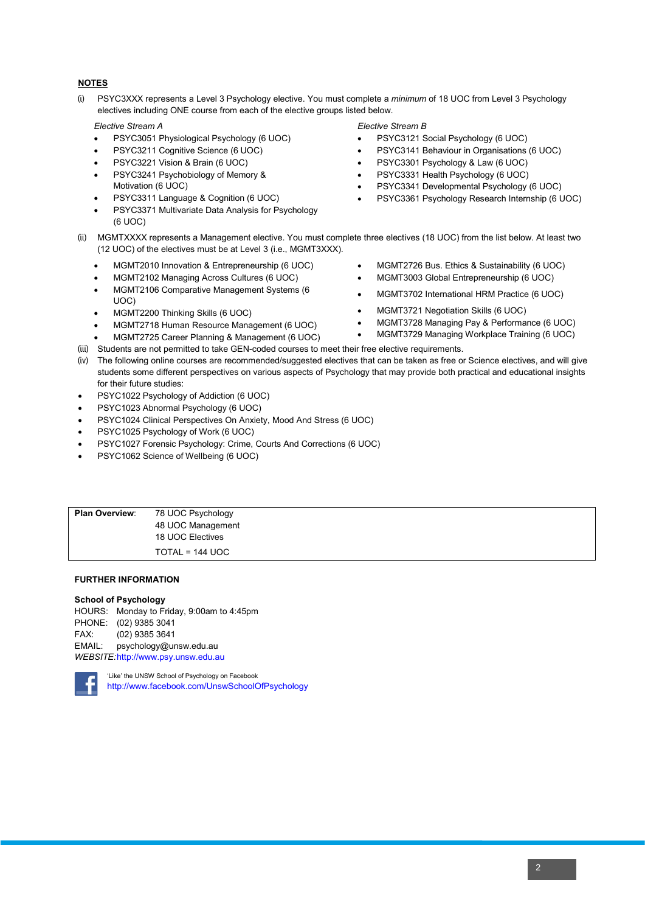**NOTES**

(i) PSYC3XXX represents a Level 3 Psychology elective. You must complete a *minimum* of 18 UOC from Level 3 Psychology electives including ONE course from each of the elective groups listed below.

*Elective Stream A*

- PSYC3051 Physiological Psychology (6 UOC)
- PSYC3211 Cognitive Science (6 UOC)
- PSYC3221 Vision & Brain (6 UOC)
- PSYC3241 Psychobiology of Memory & Motivation (6 UOC)
- PSYC3311 Language & Cognition (6 UOC)
- PSYC3371 Multivariate Data Analysis for Psychology (6 UOC)

*Elective Stream B*

- PSYC3121 Social Psychology (6 UOC)
- PSYC3141 Behaviour in Organisations (6 UOC)
- PSYC3301 Psychology & Law (6 UOC)
- PSYC3331 Health Psychology (6 UOC)
- PSYC3341 Developmental Psychology (6 UOC)
- PSYC3361 Psychology Research Internship (6 UOC)

(ii) MGMTXXXX represents a Management elective. You must complete three electives (18 UOC) from the list below. At least two (12 UOC) of the electives must be at Level 3 (i.e., MGMT3XXX).

- MGMT2010 Innovation & Entrepreneurship (6 UOC)
- MGMT2102 Managing Across Cultures (6 UOC)
- MGMT2106 Comparative Management Systems (6 UOC)
- MGMT2200 Thinking Skills (6 UOC)
- MGMT2718 Human Resource Management (6 UOC)
- MGMT2725 Career Planning & Management (6 UOC)
- MGMT2726 Bus. Ethics & Sustainability (6 UOC)
- MGMT3003 Global Entrepreneurship (6 UOC)
- MGMT3702 International HRM Practice (6 UOC)
- MGMT3721 Negotiation Skills (6 UOC)
- MGMT3728 Managing Pay & Performance (6 UOC)
- MGMT3729 Managing Workplace Training (6 UOC)

(iii) Students are not permitted to take GEN-coded courses to meet their free elective requirements.

(iv) The following online courses are recommended/suggested electives that can be taken as free or Science electives, and will give students some different perspectives on various aspects of Psychology that may provide both practical and educational insights for their future studies:

- PSYC1022 Psychology of Addiction (6 UOC)
- PSYC1023 Abnormal Psychology (6 UOC)
- PSYC1024 Clinical Perspectives On Anxiety, Mood And Stress (6 UOC)
- PSYC1025 Psychology of Work (6 UOC)
- PSYC1027 Forensic Psychology: Crime, Courts And Corrections (6 UOC)
- PSYC1062 Science of Wellbeing (6 UOC)

| | |
|---|---|
| **Plan Overview**: | 78 UOC Psychology<br>48 UOC Management<br>18 UOC Electives<br>TOTAL = 144 UOC |

**FURTHER INFORMATION**

**School of Psychology**

HOURS: Monday to Friday, 9:00am to 4:45pm
PHONE: (02) 9385 3041
FAX: (02) 9385 3641
EMAIL: psychology@unsw.edu.au
*WEBSITE:* http://www.psy.unsw.edu.au

'Like' the UNSW School of Psychology on Facebook
http://www.facebook.com/UnswSchoolOfPsychology